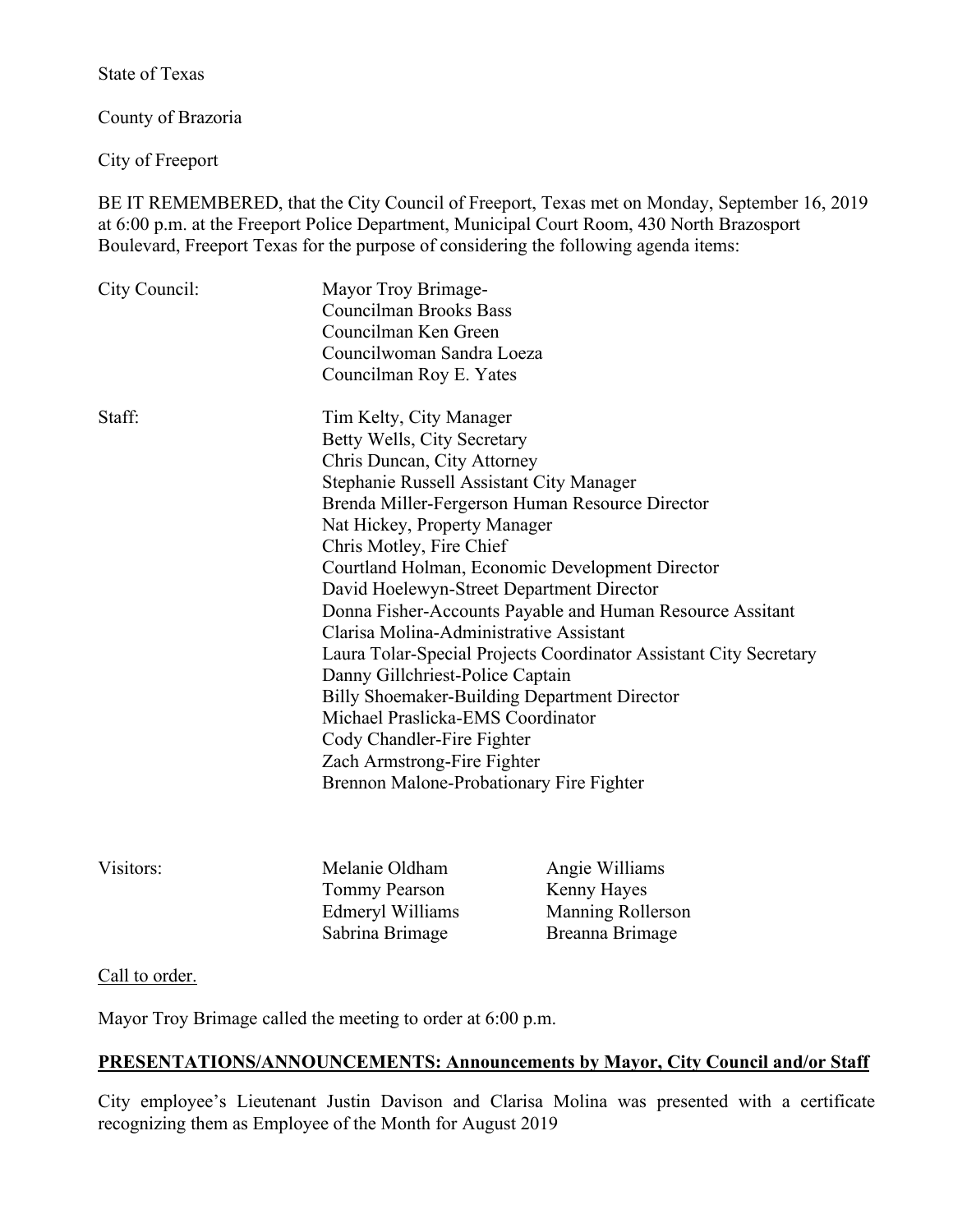State of Texas

County of Brazoria

City of Freeport

BE IT REMEMBERED, that the City Council of Freeport, Texas met on Monday, September 16, 2019 at 6:00 p.m. at the Freeport Police Department, Municipal Court Room, 430 North Brazosport Boulevard, Freeport Texas for the purpose of considering the following agenda items:

| | |
|---|---|
| City Council: | Mayor Troy Brimage-<br>Councilman Brooks Bass<br>Councilman Ken Green<br>Councilwoman Sandra Loeza<br>Councilman Roy E. Yates |
| Staff: | Tim Kelty, City Manager<br>Betty Wells, City Secretary<br>Chris Duncan, City Attorney<br>Stephanie Russell Assistant City Manager<br>Brenda Miller-Fergerson Human Resource Director<br>Nat Hickey, Property Manager<br>Chris Motley, Fire Chief<br>Courtland Holman, Economic Development Director<br>David Hoelewyn-Street Department Director<br>Donna Fisher-Accounts Payable and Human Resource Assitant<br>Clarisa Molina-Administrative Assistant<br>Laura Tolar-Special Projects Coordinator Assistant City Secretary<br>Danny Gillchriest-Police Captain<br>Billy Shoemaker-Building Department Director<br>Michael Praslicka-EMS Coordinator<br>Cody Chandler-Fire Fighter<br>Zach Armstrong-Fire Fighter<br>Brennon Malone-Probationary Fire Fighter |

| | | |
|---|---|---|
| Visitors: | Melanie Oldham | Angie Williams |
| | Tommy Pearson | Kenny Hayes |
| | Edmeryl Williams | Manning Rollerson |
| | Sabrina Brimage | Breanna Brimage |

Call to order.

Mayor Troy Brimage called the meeting to order at 6:00 p.m.

**PRESENTATIONS/ANNOUNCEMENTS: Announcements by Mayor, City Council and/or Staff**

City employee's Lieutenant Justin Davison and Clarisa Molina was presented with a certificate recognizing them as Employee of the Month for August 2019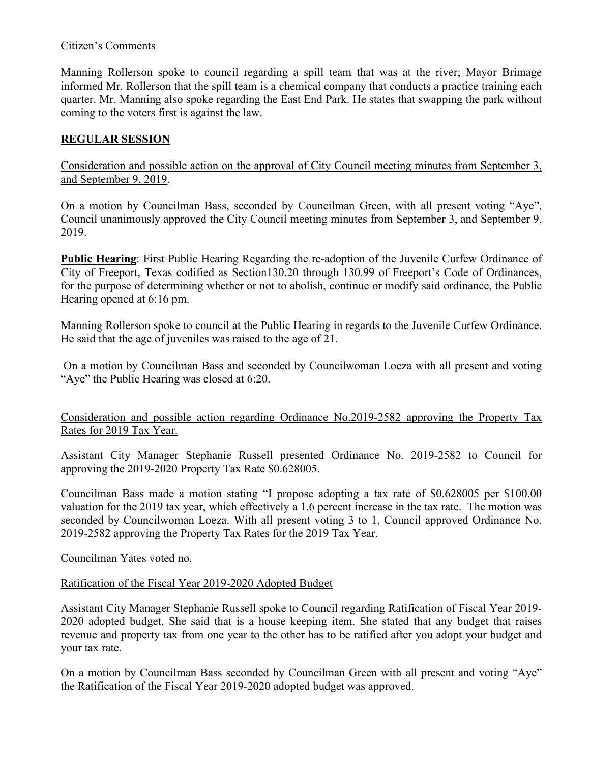Citizen's Comments

Manning Rollerson spoke to council regarding a spill team that was at the river; Mayor Brimage informed Mr. Rollerson that the spill team is a chemical company that conducts a practice training each quarter. Mr. Manning also spoke regarding the East End Park. He states that swapping the park without coming to the voters first is against the law.

## REGULAR SESSION

Consideration and possible action on the approval of City Council meeting minutes from September 3, and September 9, 2019.

On a motion by Councilman Bass, seconded by Councilman Green, with all present voting "Aye", Council unanimously approved the City Council meeting minutes from September 3, and September 9, 2019.

**Public Hearing**: First Public Hearing Regarding the re-adoption of the Juvenile Curfew Ordinance of City of Freeport, Texas codified as Section130.20 through 130.99 of Freeport's Code of Ordinances, for the purpose of determining whether or not to abolish, continue or modify said ordinance, the Public Hearing opened at 6:16 pm.

Manning Rollerson spoke to council at the Public Hearing in regards to the Juvenile Curfew Ordinance. He said that the age of juveniles was raised to the age of 21.

On a motion by Councilman Bass and seconded by Councilwoman Loeza with all present and voting "Aye" the Public Hearing was closed at 6:20.

Consideration and possible action regarding Ordinance No.2019-2582 approving the Property Tax Rates for 2019 Tax Year.

Assistant City Manager Stephanie Russell presented Ordinance No. 2019-2582 to Council for approving the 2019-2020 Property Tax Rate $0.628005.

Councilman Bass made a motion stating "I propose adopting a tax rate of $0.628005 per $100.00 valuation for the 2019 tax year, which effectively a 1.6 percent increase in the tax rate. The motion was seconded by Councilwoman Loeza. With all present voting 3 to 1, Council approved Ordinance No. 2019-2582 approving the Property Tax Rates for the 2019 Tax Year.

Councilman Yates voted no.

Ratification of the Fiscal Year 2019-2020 Adopted Budget

Assistant City Manager Stephanie Russell spoke to Council regarding Ratification of Fiscal Year 2019-2020 adopted budget. She said that is a house keeping item. She stated that any budget that raises revenue and property tax from one year to the other has to be ratified after you adopt your budget and your tax rate.

On a motion by Councilman Bass seconded by Councilman Green with all present and voting "Aye" the Ratification of the Fiscal Year 2019-2020 adopted budget was approved.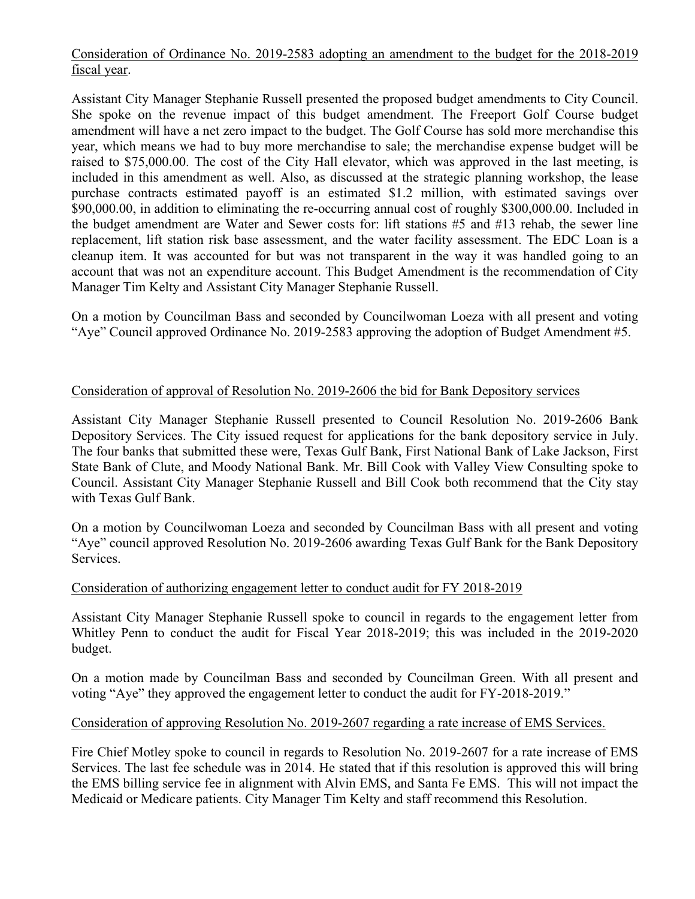<u>Consideration of Ordinance No. 2019-2583 adopting an amendment to the budget for the 2018-2019 fiscal year</u>.

Assistant City Manager Stephanie Russell presented the proposed budget amendments to City Council. She spoke on the revenue impact of this budget amendment. The Freeport Golf Course budget amendment will have a net zero impact to the budget. The Golf Course has sold more merchandise this year, which means we had to buy more merchandise to sale; the merchandise expense budget will be raised to $75,000.00. The cost of the City Hall elevator, which was approved in the last meeting, is included in this amendment as well. Also, as discussed at the strategic planning workshop, the lease purchase contracts estimated payoff is an estimated $1.2 million, with estimated savings over $90,000.00, in addition to eliminating the re-occurring annual cost of roughly $300,000.00. Included in the budget amendment are Water and Sewer costs for: lift stations #5 and #13 rehab, the sewer line replacement, lift station risk base assessment, and the water facility assessment. The EDC Loan is a cleanup item. It was accounted for but was not transparent in the way it was handled going to an account that was not an expenditure account. This Budget Amendment is the recommendation of City Manager Tim Kelty and Assistant City Manager Stephanie Russell.

On a motion by Councilman Bass and seconded by Councilwoman Loeza with all present and voting "Aye" Council approved Ordinance No. 2019-2583 approving the adoption of Budget Amendment #5.

<u>Consideration of approval of Resolution No. 2019-2606 the bid for Bank Depository services</u>

Assistant City Manager Stephanie Russell presented to Council Resolution No. 2019-2606 Bank Depository Services. The City issued request for applications for the bank depository service in July. The four banks that submitted these were, Texas Gulf Bank, First National Bank of Lake Jackson, First State Bank of Clute, and Moody National Bank. Mr. Bill Cook with Valley View Consulting spoke to Council. Assistant City Manager Stephanie Russell and Bill Cook both recommend that the City stay with Texas Gulf Bank.

On a motion by Councilwoman Loeza and seconded by Councilman Bass with all present and voting "Aye" council approved Resolution No. 2019-2606 awarding Texas Gulf Bank for the Bank Depository Services.

<u>Consideration of authorizing engagement letter to conduct audit for FY 2018-2019</u>

Assistant City Manager Stephanie Russell spoke to council in regards to the engagement letter from Whitley Penn to conduct the audit for Fiscal Year 2018-2019; this was included in the 2019-2020 budget.

On a motion made by Councilman Bass and seconded by Councilman Green. With all present and voting "Aye" they approved the engagement letter to conduct the audit for FY-2018-2019."

<u>Consideration of approving Resolution No. 2019-2607 regarding a rate increase of EMS Services.</u>

Fire Chief Motley spoke to council in regards to Resolution No. 2019-2607 for a rate increase of EMS Services. The last fee schedule was in 2014. He stated that if this resolution is approved this will bring the EMS billing service fee in alignment with Alvin EMS, and Santa Fe EMS. This will not impact the Medicaid or Medicare patients. City Manager Tim Kelty and staff recommend this Resolution.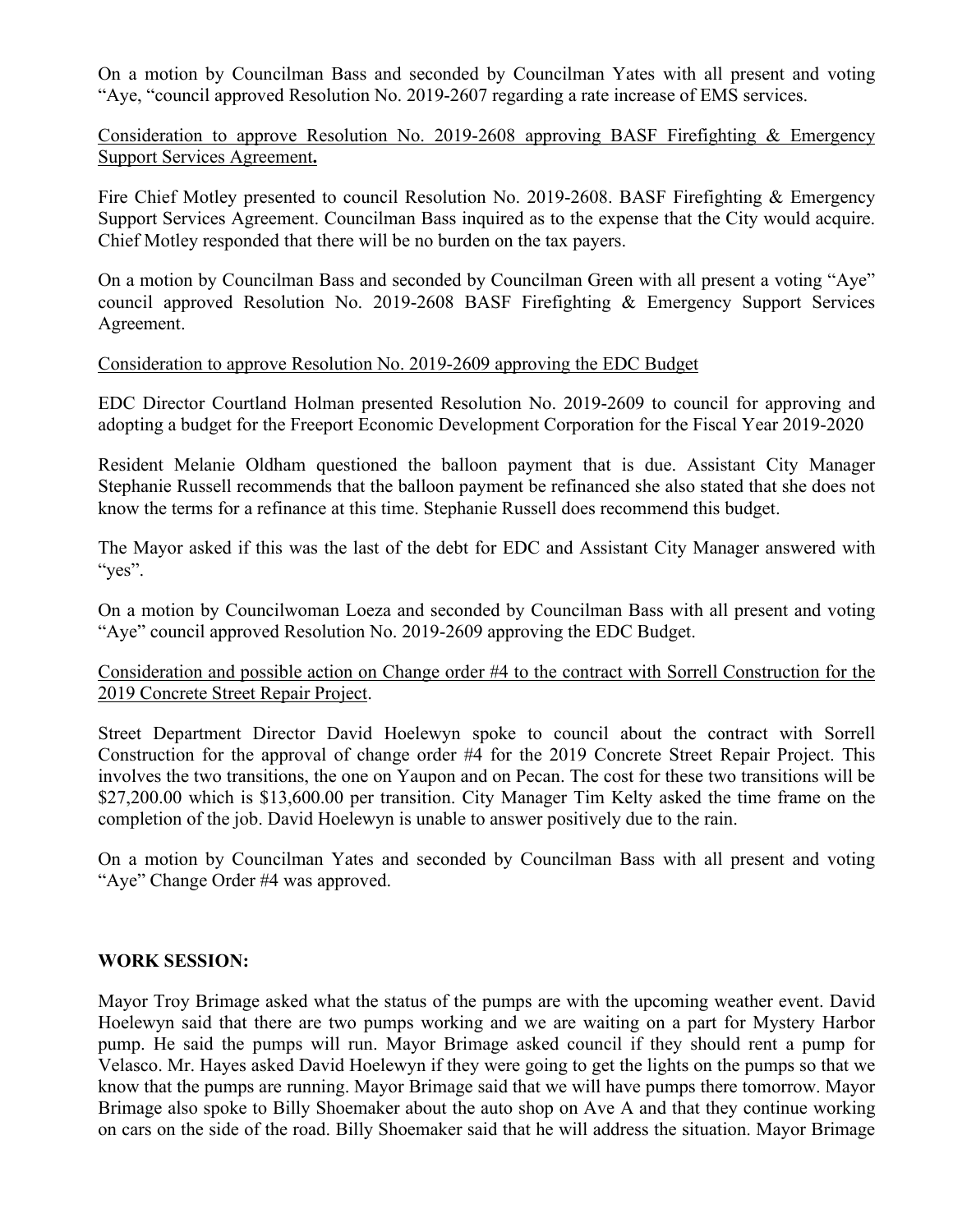On a motion by Councilman Bass and seconded by Councilman Yates with all present and voting "Aye, "council approved Resolution No. 2019-2607 regarding a rate increase of EMS services.

<u>Consideration to approve Resolution No. 2019-2608 approving BASF Firefighting & Emergency Support Services Agreement</u>**.**

Fire Chief Motley presented to council Resolution No. 2019-2608. BASF Firefighting & Emergency Support Services Agreement. Councilman Bass inquired as to the expense that the City would acquire. Chief Motley responded that there will be no burden on the tax payers.

On a motion by Councilman Bass and seconded by Councilman Green with all present a voting "Aye" council approved Resolution No. 2019-2608 BASF Firefighting & Emergency Support Services Agreement.

<u>Consideration to approve Resolution No. 2019-2609 approving the EDC Budget</u>

EDC Director Courtland Holman presented Resolution No. 2019-2609 to council for approving and adopting a budget for the Freeport Economic Development Corporation for the Fiscal Year 2019-2020

Resident Melanie Oldham questioned the balloon payment that is due. Assistant City Manager Stephanie Russell recommends that the balloon payment be refinanced she also stated that she does not know the terms for a refinance at this time. Stephanie Russell does recommend this budget.

The Mayor asked if this was the last of the debt for EDC and Assistant City Manager answered with "yes".

On a motion by Councilwoman Loeza and seconded by Councilman Bass with all present and voting "Aye" council approved Resolution No. 2019-2609 approving the EDC Budget.

<u>Consideration and possible action on Change order #4 to the contract with Sorrell Construction for the 2019 Concrete Street Repair Project</u>.

Street Department Director David Hoelewyn spoke to council about the contract with Sorrell Construction for the approval of change order #4 for the 2019 Concrete Street Repair Project. This involves the two transitions, the one on Yaupon and on Pecan. The cost for these two transitions will be $27,200.00 which is $13,600.00 per transition. City Manager Tim Kelty asked the time frame on the completion of the job. David Hoelewyn is unable to answer positively due to the rain.

On a motion by Councilman Yates and seconded by Councilman Bass with all present and voting "Aye" Change Order #4 was approved.

**WORK SESSION:**

Mayor Troy Brimage asked what the status of the pumps are with the upcoming weather event. David Hoelewyn said that there are two pumps working and we are waiting on a part for Mystery Harbor pump. He said the pumps will run. Mayor Brimage asked council if they should rent a pump for Velasco. Mr. Hayes asked David Hoelewyn if they were going to get the lights on the pumps so that we know that the pumps are running. Mayor Brimage said that we will have pumps there tomorrow. Mayor Brimage also spoke to Billy Shoemaker about the auto shop on Ave A and that they continue working on cars on the side of the road. Billy Shoemaker said that he will address the situation. Mayor Brimage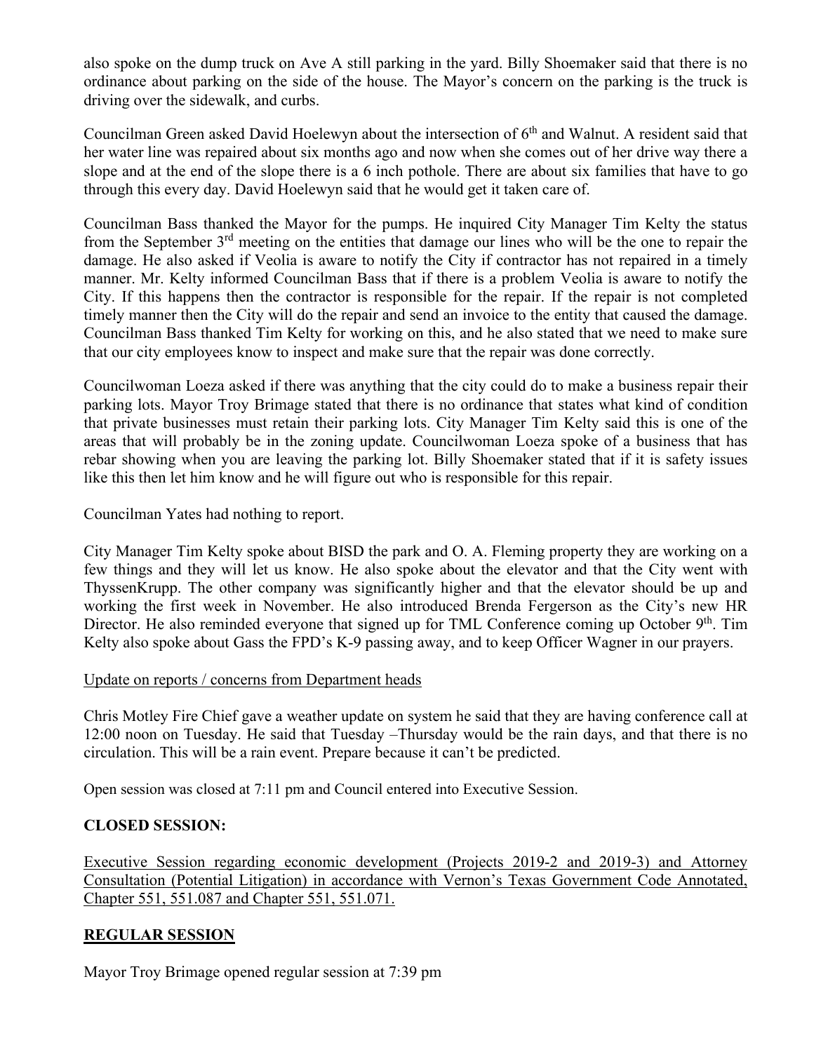also spoke on the dump truck on Ave A still parking in the yard. Billy Shoemaker said that there is no ordinance about parking on the side of the house. The Mayor's concern on the parking is the truck is driving over the sidewalk, and curbs.

Councilman Green asked David Hoelewyn about the intersection of 6th and Walnut. A resident said that her water line was repaired about six months ago and now when she comes out of her drive way there a slope and at the end of the slope there is a 6 inch pothole. There are about six families that have to go through this every day. David Hoelewyn said that he would get it taken care of.

Councilman Bass thanked the Mayor for the pumps. He inquired City Manager Tim Kelty the status from the September 3rd meeting on the entities that damage our lines who will be the one to repair the damage. He also asked if Veolia is aware to notify the City if contractor has not repaired in a timely manner. Mr. Kelty informed Councilman Bass that if there is a problem Veolia is aware to notify the City. If this happens then the contractor is responsible for the repair. If the repair is not completed timely manner then the City will do the repair and send an invoice to the entity that caused the damage. Councilman Bass thanked Tim Kelty for working on this, and he also stated that we need to make sure that our city employees know to inspect and make sure that the repair was done correctly.

Councilwoman Loeza asked if there was anything that the city could do to make a business repair their parking lots. Mayor Troy Brimage stated that there is no ordinance that states what kind of condition that private businesses must retain their parking lots. City Manager Tim Kelty said this is one of the areas that will probably be in the zoning update. Councilwoman Loeza spoke of a business that has rebar showing when you are leaving the parking lot. Billy Shoemaker stated that if it is safety issues like this then let him know and he will figure out who is responsible for this repair.

Councilman Yates had nothing to report.

City Manager Tim Kelty spoke about BISD the park and O. A. Fleming property they are working on a few things and they will let us know. He also spoke about the elevator and that the City went with ThyssenKrupp. The other company was significantly higher and that the elevator should be up and working the first week in November. He also introduced Brenda Fergerson as the City's new HR Director. He also reminded everyone that signed up for TML Conference coming up October 9th. Tim Kelty also spoke about Gass the FPD's K-9 passing away, and to keep Officer Wagner in our prayers.

Update on reports / concerns from Department heads

Chris Motley Fire Chief gave a weather update on system he said that they are having conference call at 12:00 noon on Tuesday. He said that Tuesday –Thursday would be the rain days, and that there is no circulation. This will be a rain event. Prepare because it can't be predicted.

Open session was closed at 7:11 pm and Council entered into Executive Session.

**CLOSED SESSION:**

Executive Session regarding economic development (Projects 2019-2 and 2019-3) and Attorney Consultation (Potential Litigation) in accordance with Vernon's Texas Government Code Annotated, Chapter 551, 551.087 and Chapter 551, 551.071.

**REGULAR SESSION**

Mayor Troy Brimage opened regular session at 7:39 pm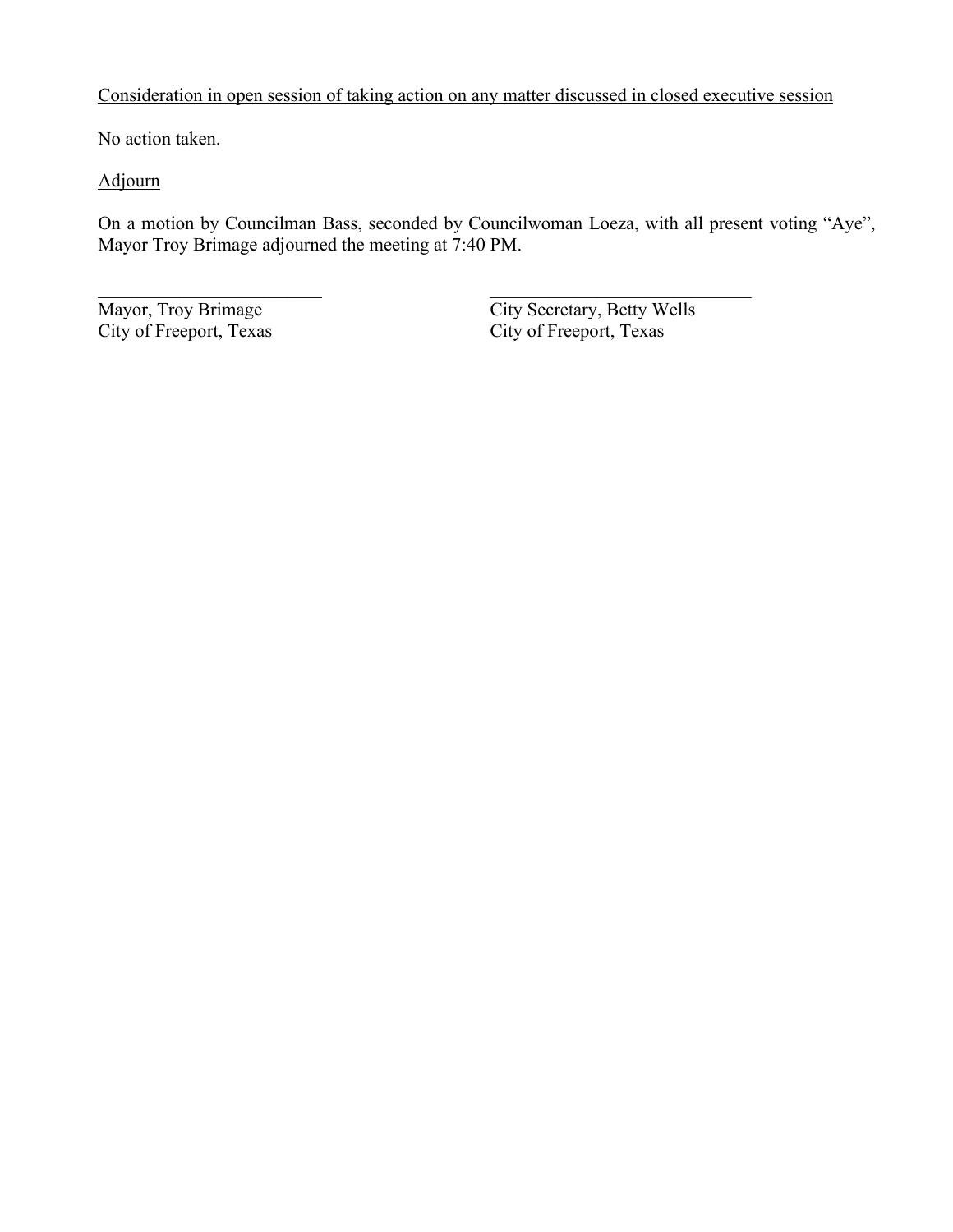Consideration in open session of taking action on any matter discussed in closed executive session

No action taken.

Adjourn

On a motion by Councilman Bass, seconded by Councilwoman Loeza, with all present voting "Aye", Mayor Troy Brimage adjourned the meeting at 7:40 PM.

| | |
|---|---|
| ______________________ | ______________________ |
| Mayor, Troy Brimage | City Secretary, Betty Wells |
| City of Freeport, Texas | City of Freeport, Texas |